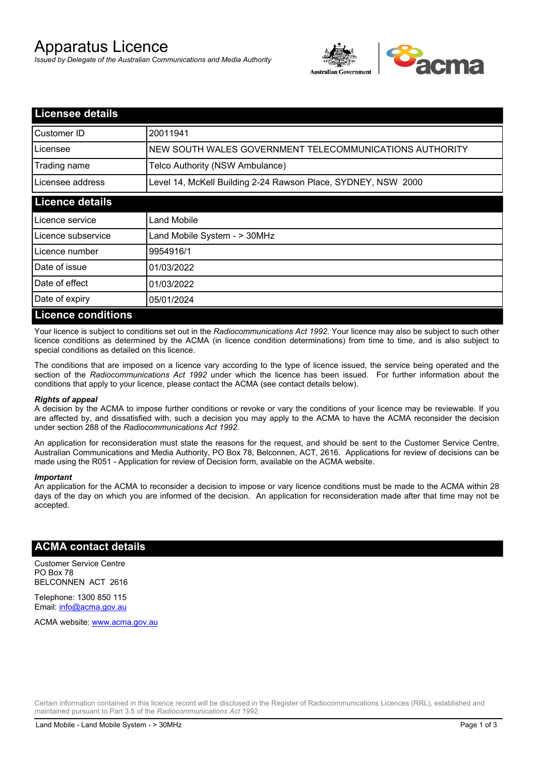# Apparatus Licence

*Issued by Delegate of the Australian Communications and Media Authority*

## Licensee details

| | |
|---|---|
| Customer ID | 20011941 |
| Licensee | NEW SOUTH WALES GOVERNMENT TELECOMMUNICATIONS AUTHORITY |
| Trading name | Telco Authority (NSW Ambulance) |
| Licensee address | Level 14, McKell Building 2-24 Rawson Place, SYDNEY, NSW 2000 |

## Licence details

| | |
|---|---|
| Licence service | Land Mobile |
| Licence subservice | Land Mobile System - > 30MHz |
| Licence number | 9954916/1 |
| Date of issue | 01/03/2022 |
| Date of effect | 01/03/2022 |
| Date of expiry | 05/01/2024 |

## Licence conditions

Your licence is subject to conditions set out in the *Radiocommunications Act 1992*. Your licence may also be subject to such other licence conditions as determined by the ACMA (in licence condition determinations) from time to time, and is also subject to special conditions as detailed on this licence.

The conditions that are imposed on a licence vary according to the type of licence issued, the service being operated and the section of the *Radiocommunications Act 1992* under which the licence has been issued. For further information about the conditions that apply to your licence, please contact the ACMA (see contact details below).

***Rights of appeal***

A decision by the ACMA to impose further conditions or revoke or vary the conditions of your licence may be reviewable. If you are affected by, and dissatisfied with, such a decision you may apply to the ACMA to have the ACMA reconsider the decision under section 288 of the *Radiocommunications Act 1992*.

An application for reconsideration must state the reasons for the request, and should be sent to the Customer Service Centre, Australian Communications and Media Authority, PO Box 78, Belconnen, ACT, 2616. Applications for review of decisions can be made using the R051 - Application for review of Decision form, available on the ACMA website.

***Important***

An application for the ACMA to reconsider a decision to impose or vary licence conditions must be made to the ACMA within 28 days of the day on which you are informed of the decision. An application for reconsideration made after that time may not be accepted.

## ACMA contact details

Customer Service Centre
PO Box 78
BELCONNEN ACT 2616

Telephone: 1300 850 115
Email: info@acma.gov.au

ACMA website: www.acma.gov.au

Certain information contained in this licence record will be disclosed in the Register of Radiocommunications Licences (RRL), established and maintained pursuant to Part 3.5 of the *Radiocommunications Act 1992.*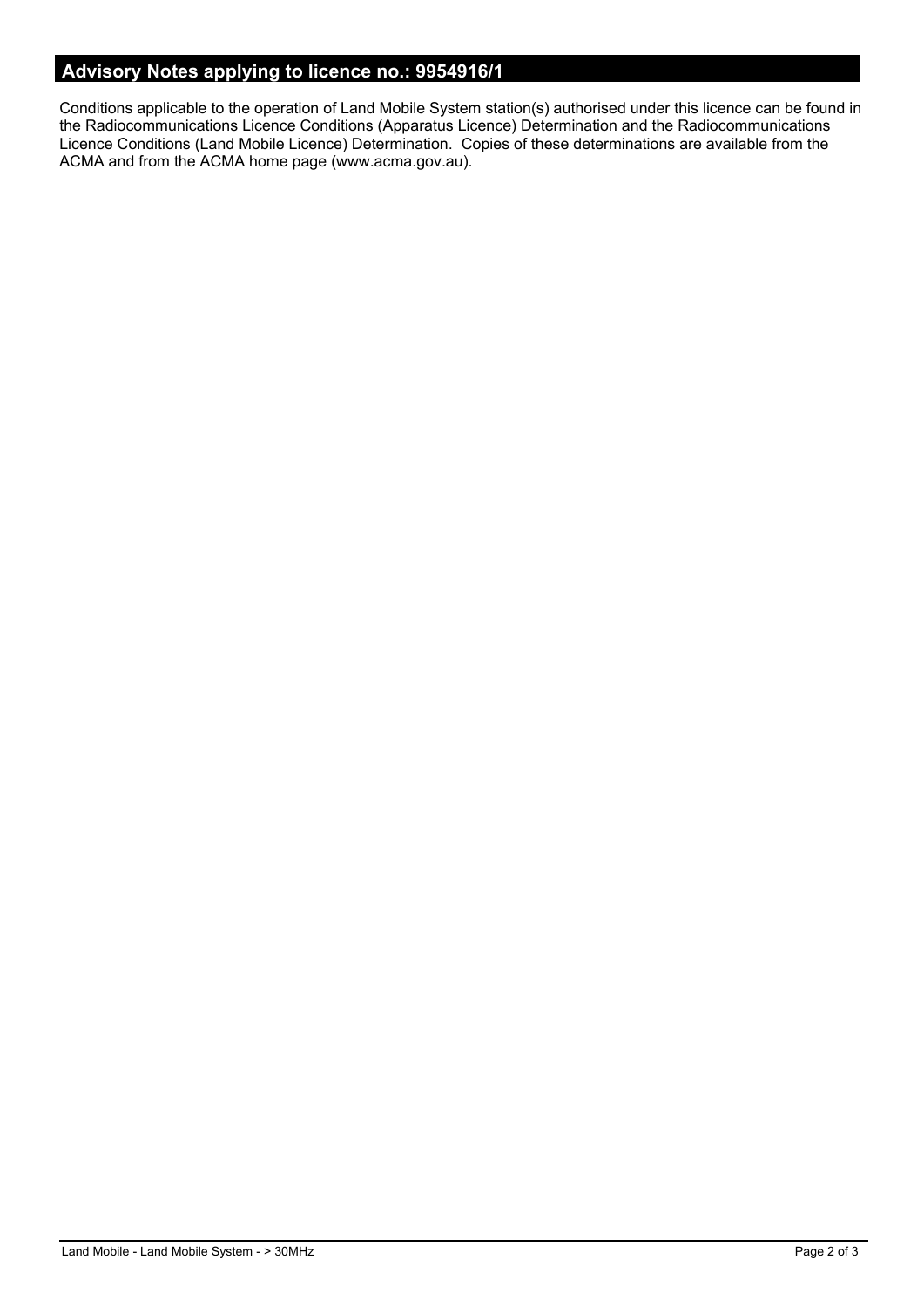## Advisory Notes applying to licence no.: 9954916/1

Conditions applicable to the operation of Land Mobile System station(s) authorised under this licence can be found in the Radiocommunications Licence Conditions (Apparatus Licence) Determination and the Radiocommunications Licence Conditions (Land Mobile Licence) Determination. Copies of these determinations are available from the ACMA and from the ACMA home page (www.acma.gov.au).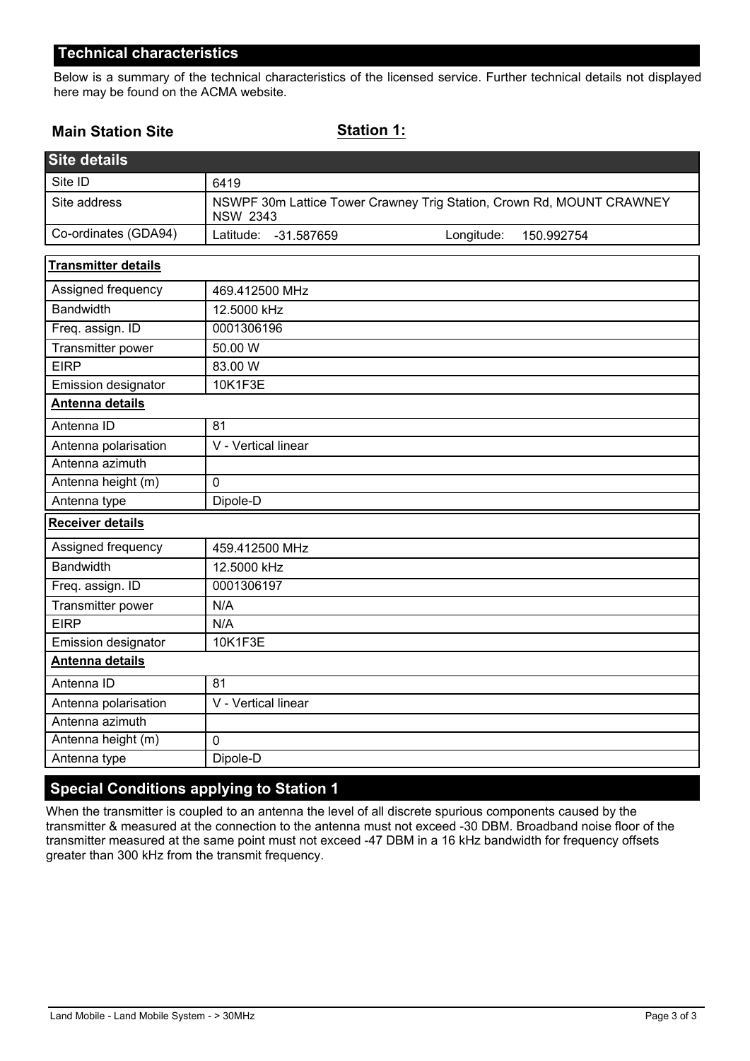## Technical characteristics

Below is a summary of the technical characteristics of the licensed service. Further technical details not displayed here may be found on the ACMA website.

**Main Station Site** **Station 1:**

| Site details | |
|---|---|
| Site ID | 6419 |
| Site address | NSWPF 30m Lattice Tower Crawney Trig Station, Crown Rd, MOUNT CRAWNEY NSW 2343 |
| Co-ordinates (GDA94) | Latitude: -31.587659 Longitude: 150.992754 |

| Transmitter details | |
|---|---|
| Assigned frequency | 469.412500 MHz |
| Bandwidth | 12.5000 kHz |
| Freq. assign. ID | 0001306196 |
| Transmitter power | 50.00 W |
| EIRP | 83.00 W |
| Emission designator | 10K1F3E |
| **Antenna details** | |
| Antenna ID | 81 |
| Antenna polarisation | V - Vertical linear |
| Antenna azimuth | |
| Antenna height (m) | 0 |
| Antenna type | Dipole-D |

| Receiver details | |
|---|---|
| Assigned frequency | 459.412500 MHz |
| Bandwidth | 12.5000 kHz |
| Freq. assign. ID | 0001306197 |
| Transmitter power | N/A |
| EIRP | N/A |
| Emission designator | 10K1F3E |
| **Antenna details** | |
| Antenna ID | 81 |
| Antenna polarisation | V - Vertical linear |
| Antenna azimuth | |
| Antenna height (m) | 0 |
| Antenna type | Dipole-D |

## Special Conditions applying to Station 1

When the transmitter is coupled to an antenna the level of all discrete spurious components caused by the transmitter & measured at the connection to the antenna must not exceed -30 DBM. Broadband noise floor of the transmitter measured at the same point must not exceed -47 DBM in a 16 kHz bandwidth for frequency offsets greater than 300 kHz from the transmit frequency.